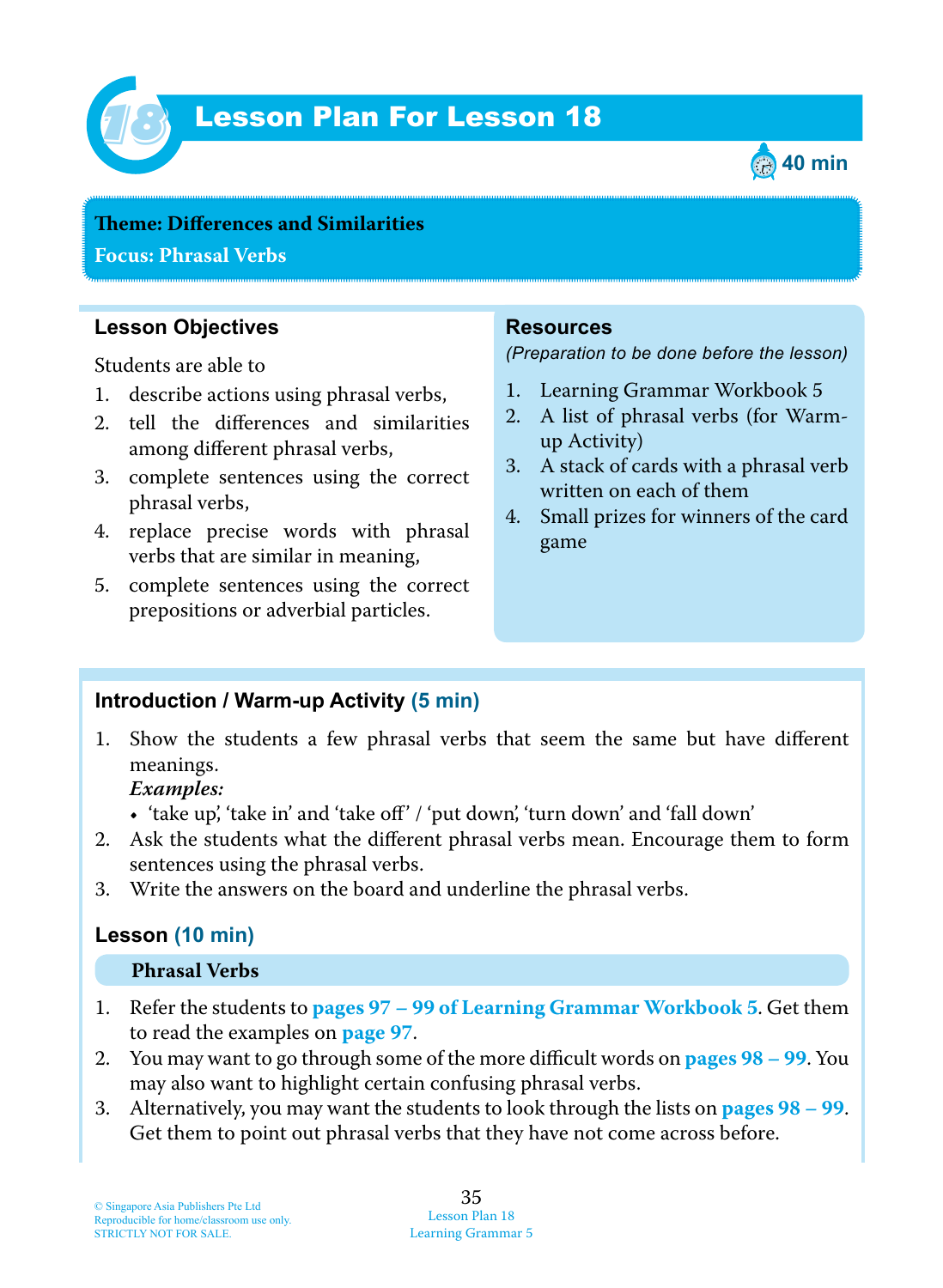# Lesson Plan For Lesson 18

40 min

**Theme: Differences and Similarities**

**Focus: Phrasal Verbs**

## Lesson Objectives

Students are able to

1. describe actions using phrasal verbs,
2. tell the differences and similarities among different phrasal verbs,
3. complete sentences using the correct phrasal verbs,
4. replace precise words with phrasal verbs that are similar in meaning,
5. complete sentences using the correct prepositions or adverbial particles.

## Resources

*(Preparation to be done before the lesson)*

1. Learning Grammar Workbook 5
2. A list of phrasal verbs (for Warm-up Activity)
3. A stack of cards with a phrasal verb written on each of them
4. Small prizes for winners of the card game

## Introduction / Warm-up Activity (5 min)

1. Show the students a few phrasal verbs that seem the same but have different meanings.
   ***Examples:***
   - 'take up', 'take in' and 'take off' / 'put down', 'turn down' and 'fall down'
2. Ask the students what the different phrasal verbs mean. Encourage them to form sentences using the phrasal verbs.
3. Write the answers on the board and underline the phrasal verbs.

## Lesson (10 min)

### Phrasal Verbs

1. Refer the students to **pages 97 – 99 of Learning Grammar Workbook 5**. Get them to read the examples on **page 97**.
2. You may want to go through some of the more difficult words on **pages 98 – 99**. You may also want to highlight certain confusing phrasal verbs.
3. Alternatively, you may want the students to look through the lists on **pages 98 – 99**. Get them to point out phrasal verbs that they have not come across before.

© Singapore Asia Publishers Pte Ltd
Reproducible for home/classroom use only.
STRICTLY NOT FOR SALE.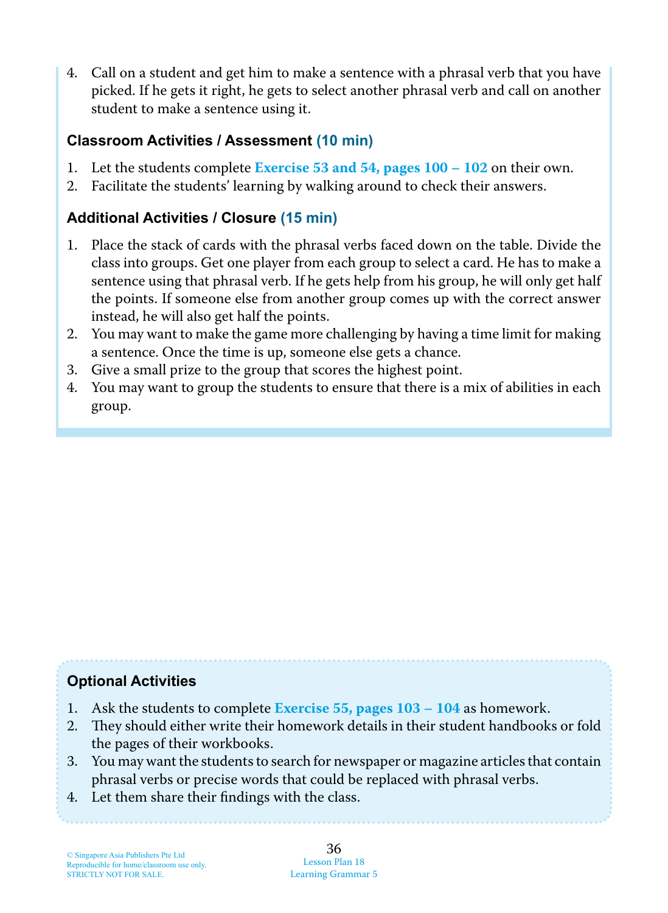4. Call on a student and get him to make a sentence with a phrasal verb that you have picked. If he gets it right, he gets to select another phrasal verb and call on another student to make a sentence using it.

### Classroom Activities / Assessment (10 min)

1. Let the students complete **Exercise 53 and 54, pages 100 – 102** on their own.
2. Facilitate the students' learning by walking around to check their answers.

### Additional Activities / Closure (15 min)

1. Place the stack of cards with the phrasal verbs faced down on the table. Divide the class into groups. Get one player from each group to select a card. He has to make a sentence using that phrasal verb. If he gets help from his group, he will only get half the points. If someone else from another group comes up with the correct answer instead, he will also get half the points.
2. You may want to make the game more challenging by having a time limit for making a sentence. Once the time is up, someone else gets a chance.
3. Give a small prize to the group that scores the highest point.
4. You may want to group the students to ensure that there is a mix of abilities in each group.

### Optional Activities

1. Ask the students to complete **Exercise 55, pages 103 – 104** as homework.
2. They should either write their homework details in their student handbooks or fold the pages of their workbooks.
3. You may want the students to search for newspaper or magazine articles that contain phrasal verbs or precise words that could be replaced with phrasal verbs.
4. Let them share their findings with the class.